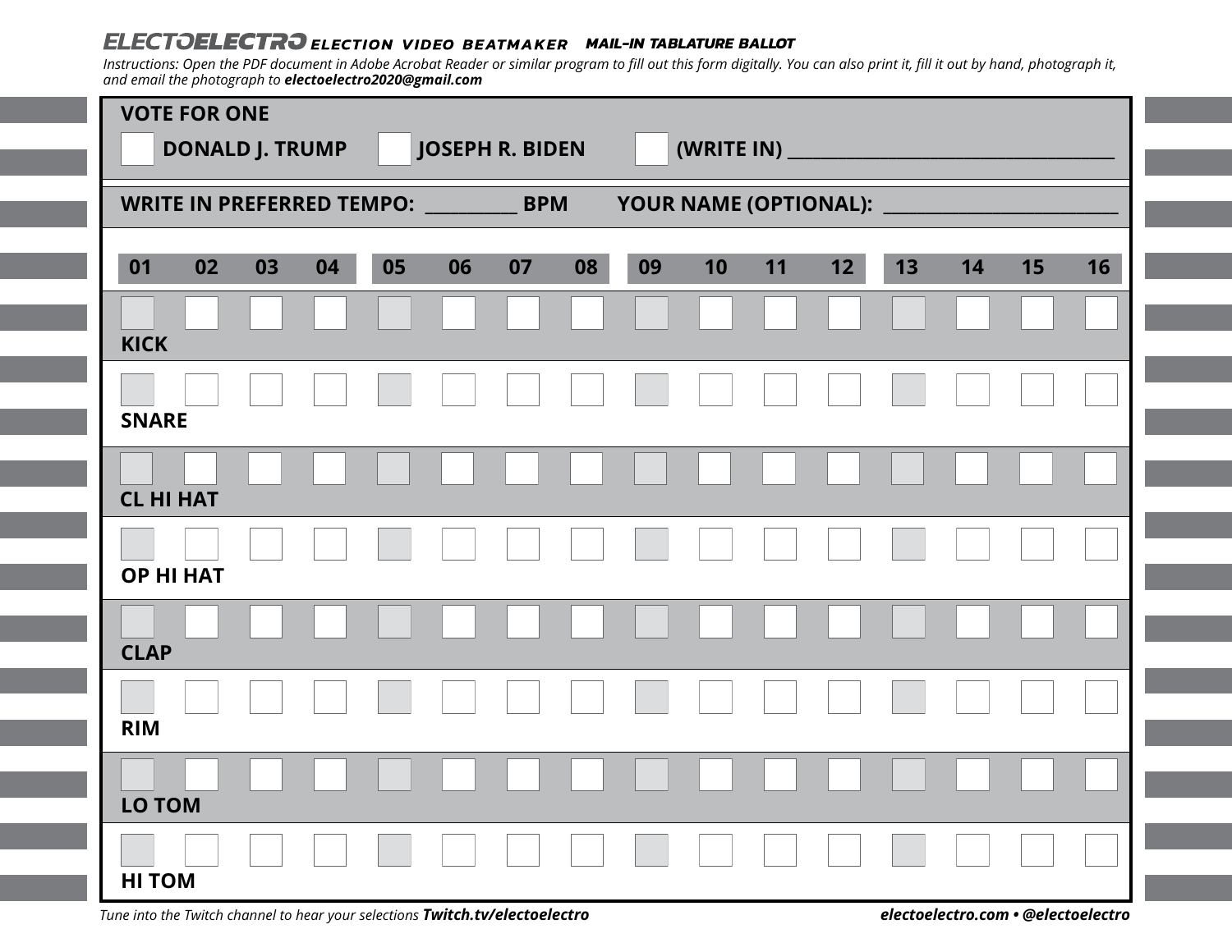# ELECTOELECTRO ELECTION VIDEO BEATMAKER **MAIL-IN TABLATURE BALLOT**

*Instructions: Open the PDF document in Adobe Acrobat Reader or similar program to fill out this form digitally. You can also print it, fill it out by hand, photograph it, and email the photograph to* ***electoelectro2020@gmail.com***

**VOTE FOR ONE**

☐ **DONALD J. TRUMP** ☐ **JOSEPH R. BIDEN** ☐ **(WRITE IN)** ____________________

**WRITE IN PREFERRED TEMPO:** ________ **BPM** **YOUR NAME (OPTIONAL):** ____________________

| | 01 | 02 | 03 | 04 | 05 | 06 | 07 | 08 | 09 | 10 | 11 | 12 | 13 | 14 | 15 | 16 |
|---|---|---|---|---|---|---|---|---|---|---|---|---|---|---|---|---|
| **KICK** | ☐ | ☐ | ☐ | ☐ | ☐ | ☐ | ☐ | ☐ | ☐ | ☐ | ☐ | ☐ | ☐ | ☐ | ☐ | ☐ |
| **SNARE** | ☐ | ☐ | ☐ | ☐ | ☐ | ☐ | ☐ | ☐ | ☐ | ☐ | ☐ | ☐ | ☐ | ☐ | ☐ | ☐ |
| **CL HI HAT** | ☐ | ☐ | ☐ | ☐ | ☐ | ☐ | ☐ | ☐ | ☐ | ☐ | ☐ | ☐ | ☐ | ☐ | ☐ | ☐ |
| **OP HI HAT** | ☐ | ☐ | ☐ | ☐ | ☐ | ☐ | ☐ | ☐ | ☐ | ☐ | ☐ | ☐ | ☐ | ☐ | ☐ | ☐ |
| **CLAP** | ☐ | ☐ | ☐ | ☐ | ☐ | ☐ | ☐ | ☐ | ☐ | ☐ | ☐ | ☐ | ☐ | ☐ | ☐ | ☐ |
| **RIM** | ☐ | ☐ | ☐ | ☐ | ☐ | ☐ | ☐ | ☐ | ☐ | ☐ | ☐ | ☐ | ☐ | ☐ | ☐ | ☐ |
| **LO TOM** | ☐ | ☐ | ☐ | ☐ | ☐ | ☐ | ☐ | ☐ | ☐ | ☐ | ☐ | ☐ | ☐ | ☐ | ☐ | ☐ |
| **HI TOM** | ☐ | ☐ | ☐ | ☐ | ☐ | ☐ | ☐ | ☐ | ☐ | ☐ | ☐ | ☐ | ☐ | ☐ | ☐ | ☐ |

*Tune into the Twitch channel to hear your selections* ***Twitch.tv/electoelectro***

***electoelectro.com • @electoelectro***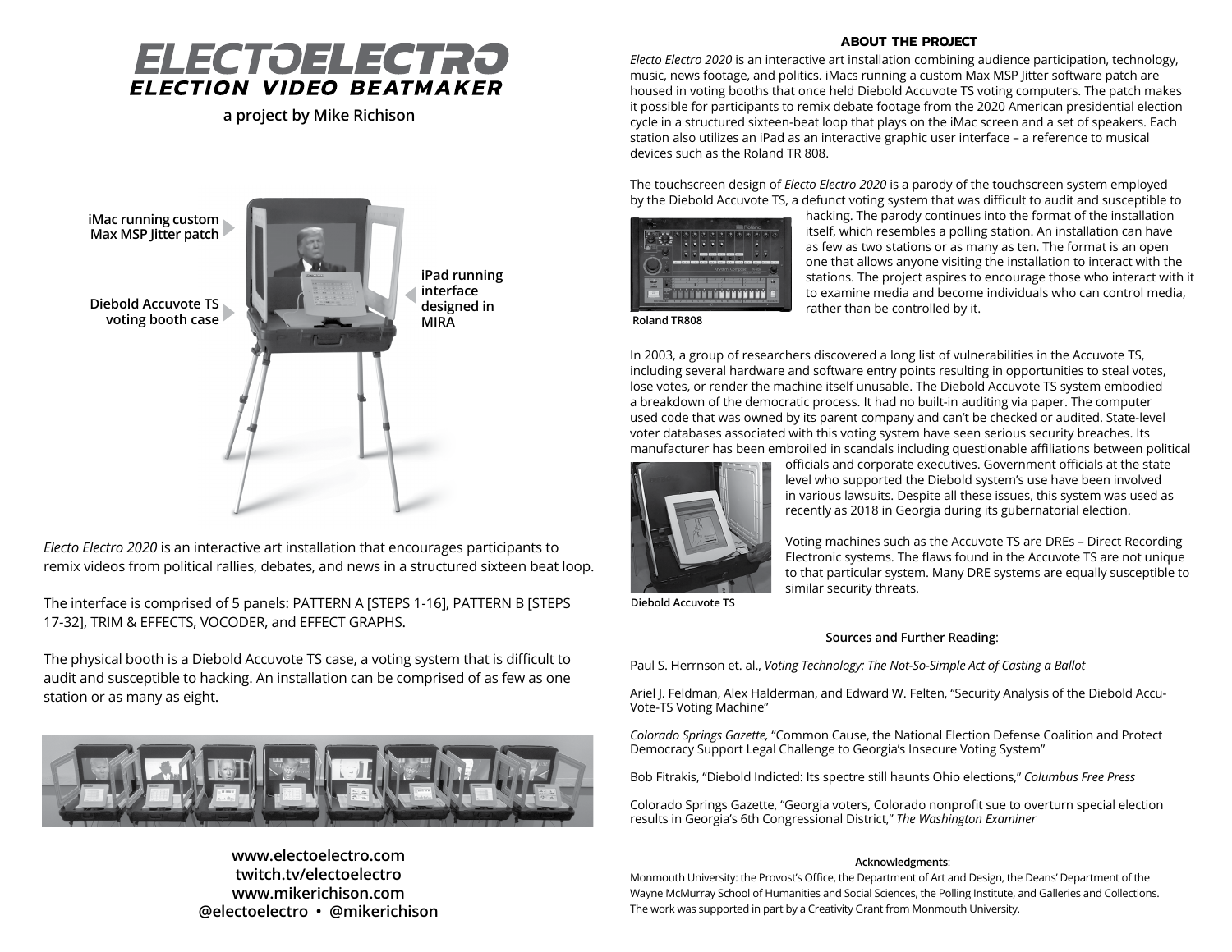# ELECTOELECTRO

## ELECTION VIDEO BEATMAKER

a project by Mike Richison

iMac running custom Max MSP Jitter patch

Diebold Accuvote TS voting booth case

iPad running interface designed in MIRA

*Electo Electro 2020* is an interactive art installation that encourages participants to remix videos from political rallies, debates, and news in a structured sixteen beat loop.

The interface is comprised of 5 panels: PATTERN A [STEPS 1-16], PATTERN B [STEPS 17-32], TRIM & EFFECTS, VOCODER, and EFFECT GRAPHS.

The physical booth is a Diebold Accuvote TS case, a voting system that is difficult to audit and susceptible to hacking. An installation can be comprised of as few as one station or as many as eight.

**www.electoelectro.com**
**twitch.tv/electoelectro**
**www.mikerichison.com**
**@electoelectro • @mikerichison**

## ABOUT THE PROJECT

*Electo Electro 2020* is an interactive art installation combining audience participation, technology, music, news footage, and politics. iMacs running a custom Max MSP Jitter software patch are housed in voting booths that once held Diebold Accuvote TS voting computers. The patch makes it possible for participants to remix debate footage from the 2020 American presidential election cycle in a structured sixteen-beat loop that plays on the iMac screen and a set of speakers. Each station also utilizes an iPad as an interactive graphic user interface – a reference to musical devices such as the Roland TR 808.

The touchscreen design of *Electo Electro 2020* is a parody of the touchscreen system employed by the Diebold Accuvote TS, a defunct voting system that was difficult to audit and susceptible to hacking. The parody continues into the format of the installation itself, which resembles a polling station. An installation can have as few as two stations or as many as ten. The format is an open one that allows anyone visiting the installation to interact with the stations. The project aspires to encourage those who interact with it to examine media and become individuals who can control media, rather than be controlled by it.

Roland TR808

In 2003, a group of researchers discovered a long list of vulnerabilities in the Accuvote TS, including several hardware and software entry points resulting in opportunities to steal votes, lose votes, or render the machine itself unusable. The Diebold Accuvote TS system embodied a breakdown of the democratic process. It had no built-in auditing via paper. The computer used code that was owned by its parent company and can't be checked or audited. State-level voter databases associated with this voting system have seen serious security breaches. Its manufacturer has been embroiled in scandals including questionable affiliations between political officials and corporate executives. Government officials at the state level who supported the Diebold system's use have been involved in various lawsuits. Despite all these issues, this system was used as recently as 2018 in Georgia during its gubernatorial election.

Voting machines such as the Accuvote TS are DREs – Direct Recording Electronic systems. The flaws found in the Accuvote TS are not unique to that particular system. Many DRE systems are equally susceptible to similar security threats.

Diebold Accuvote TS

### Sources and Further Reading:

Paul S. Herrnson et. al., *Voting Technology: The Not-So-Simple Act of Casting a Ballot*

Ariel J. Feldman, Alex Halderman, and Edward W. Felten, "Security Analysis of the Diebold Accu-Vote-TS Voting Machine"

*Colorado Springs Gazette,* "Common Cause, the National Election Defense Coalition and Protect Democracy Support Legal Challenge to Georgia's Insecure Voting System"

Bob Fitrakis, "Diebold Indicted: Its spectre still haunts Ohio elections," *Columbus Free Press*

Colorado Springs Gazette, "Georgia voters, Colorado nonprofit sue to overturn special election results in Georgia's 6th Congressional District," *The Washington Examiner*

### Acknowledgments:

Monmouth University: the Provost's Office, the Department of Art and Design, the Deans' Department of the Wayne McMurray School of Humanities and Social Sciences, the Polling Institute, and Galleries and Collections. The work was supported in part by a Creativity Grant from Monmouth University.